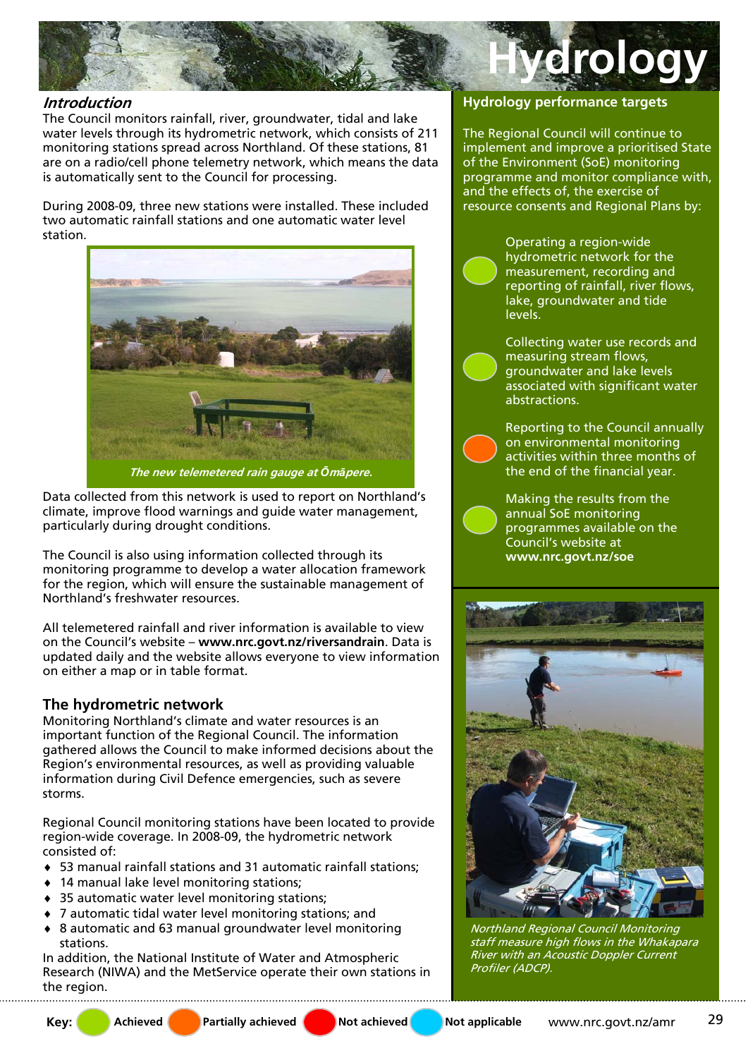# Hydrology

## Introduction

The Council monitors rainfall, river, groundwater, tidal and lake water levels through its hydrometric network, which consists of 211 monitoring stations spread across Northland. Of these stations, 81 are on a radio/cell phone telemetry network, which means the data is automatically sent to the Council for processing.

During 2008-09, three new stations were installed. These included two automatic rainfall stations and one automatic water level station.

*The new telemetered rain gauge at Ōmāpere.*

Data collected from this network is used to report on Northland's climate, improve flood warnings and guide water management, particularly during drought conditions.

The Council is also using information collected through its monitoring programme to develop a water allocation framework for the region, which will ensure the sustainable management of Northland's freshwater resources.

All telemetered rainfall and river information is available to view on the Council's website – **www.nrc.govt.nz/riversandrain**. Data is updated daily and the website allows everyone to view information on either a map or in table format.

## The hydrometric network

Monitoring Northland's climate and water resources is an important function of the Regional Council. The information gathered allows the Council to make informed decisions about the Region's environmental resources, as well as providing valuable information during Civil Defence emergencies, such as severe storms.

Regional Council monitoring stations have been located to provide region-wide coverage. In 2008-09, the hydrometric network consisted of:

- 53 manual rainfall stations and 31 automatic rainfall stations;
- 14 manual lake level monitoring stations;
- 35 automatic water level monitoring stations;
- 7 automatic tidal water level monitoring stations; and
- 8 automatic and 63 manual groundwater level monitoring stations.

In addition, the National Institute of Water and Atmospheric Research (NIWA) and the MetService operate their own stations in the region.

## Hydrology performance targets

The Regional Council will continue to implement and improve a prioritised State of the Environment (SoE) monitoring programme and monitor compliance with, and the effects of, the exercise of resource consents and Regional Plans by:

- (Achieved) Operating a region-wide hydrometric network for the measurement, recording and reporting of rainfall, river flows, lake, groundwater and tide levels.
- (Achieved) Collecting water use records and measuring stream flows, groundwater and lake levels associated with significant water abstractions.
- (Partially achieved) Reporting to the Council annually on environmental monitoring activities within three months of the end of the financial year.
- (Achieved) Making the results from the annual SoE monitoring programmes available on the Council's website at **www.nrc.govt.nz/soe**

*Northland Regional Council Monitoring staff measure high flows in the Whakapara River with an Acoustic Doppler Current Profiler (ADCP).*

**Key:** Achieved | Partially achieved | Not achieved | Not applicable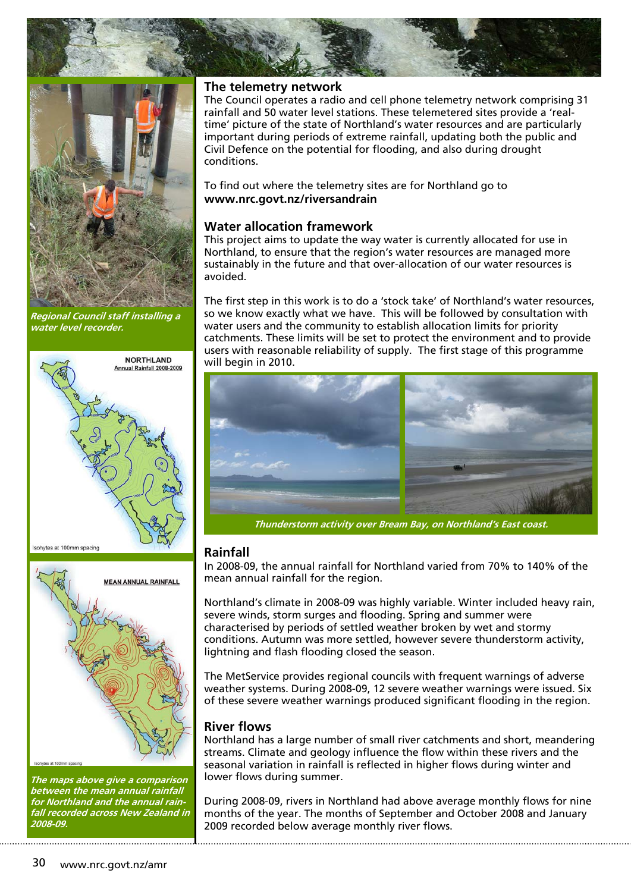## The telemetry network

The Council operates a radio and cell phone telemetry network comprising 31 rainfall and 50 water level stations. These telemetered sites provide a 'real-time' picture of the state of Northland's water resources and are particularly important during periods of extreme rainfall, updating both the public and Civil Defence on the potential for flooding, and also during drought conditions.

To find out where the telemetry sites are for Northland go to **www.nrc.govt.nz/riversandrain**

*Regional Council staff installing a water level recorder.*

## Water allocation framework

This project aims to update the way water is currently allocated for use in Northland, to ensure that the region's water resources are managed more sustainably in the future and that over-allocation of our water resources is avoided.

The first step in this work is to do a 'stock take' of Northland's water resources, so we know exactly what we have. This will be followed by consultation with water users and the community to establish allocation limits for priority catchments. These limits will be set to protect the environment and to provide users with reasonable reliability of supply. The first stage of this programme will begin in 2010.

*Thunderstorm activity over Bream Bay, on Northland's East coast.*

NORTHLAND
Annual Rainfall 2008-2009
Isohytes at 100mm spacing

MEAN ANNUAL RAINFALL
Isohytes at 100mm spacing

*The maps above give a comparison between the mean annual rainfall for Northland and the annual rainfall recorded across New Zealand in 2008-09.*

## Rainfall

In 2008-09, the annual rainfall for Northland varied from 70% to 140% of the mean annual rainfall for the region.

Northland's climate in 2008-09 was highly variable. Winter included heavy rain, severe winds, storm surges and flooding. Spring and summer were characterised by periods of settled weather broken by wet and stormy conditions. Autumn was more settled, however severe thunderstorm activity, lightning and flash flooding closed the season.

The MetService provides regional councils with frequent warnings of adverse weather systems. During 2008-09, 12 severe weather warnings were issued. Six of these severe weather warnings produced significant flooding in the region.

## River flows

Northland has a large number of small river catchments and short, meandering streams. Climate and geology influence the flow within these rivers and the seasonal variation in rainfall is reflected in higher flows during winter and lower flows during summer.

During 2008-09, rivers in Northland had above average monthly flows for nine months of the year. The months of September and October 2008 and January 2009 recorded below average monthly river flows.